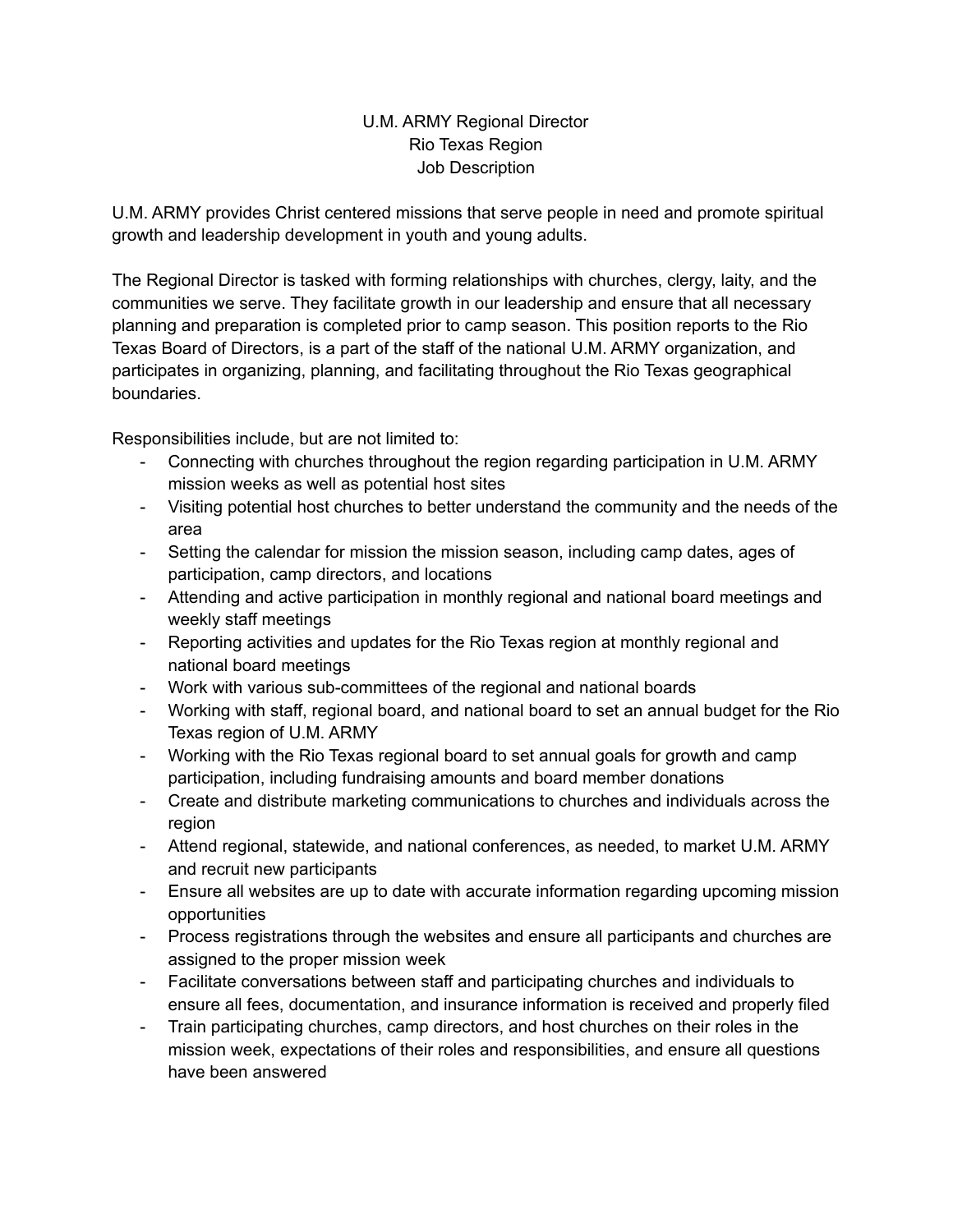# U.M. ARMY Regional Director
## Rio Texas Region
## Job Description

U.M. ARMY provides Christ centered missions that serve people in need and promote spiritual growth and leadership development in youth and young adults.

The Regional Director is tasked with forming relationships with churches, clergy, laity, and the communities we serve. They facilitate growth in our leadership and ensure that all necessary planning and preparation is completed prior to camp season. This position reports to the Rio Texas Board of Directors, is a part of the staff of the national U.M. ARMY organization, and participates in organizing, planning, and facilitating throughout the Rio Texas geographical boundaries.

Responsibilities include, but are not limited to:

- Connecting with churches throughout the region regarding participation in U.M. ARMY mission weeks as well as potential host sites
- Visiting potential host churches to better understand the community and the needs of the area
- Setting the calendar for mission the mission season, including camp dates, ages of participation, camp directors, and locations
- Attending and active participation in monthly regional and national board meetings and weekly staff meetings
- Reporting activities and updates for the Rio Texas region at monthly regional and national board meetings
- Work with various sub-committees of the regional and national boards
- Working with staff, regional board, and national board to set an annual budget for the Rio Texas region of U.M. ARMY
- Working with the Rio Texas regional board to set annual goals for growth and camp participation, including fundraising amounts and board member donations
- Create and distribute marketing communications to churches and individuals across the region
- Attend regional, statewide, and national conferences, as needed, to market U.M. ARMY and recruit new participants
- Ensure all websites are up to date with accurate information regarding upcoming mission opportunities
- Process registrations through the websites and ensure all participants and churches are assigned to the proper mission week
- Facilitate conversations between staff and participating churches and individuals to ensure all fees, documentation, and insurance information is received and properly filed
- Train participating churches, camp directors, and host churches on their roles in the mission week, expectations of their roles and responsibilities, and ensure all questions have been answered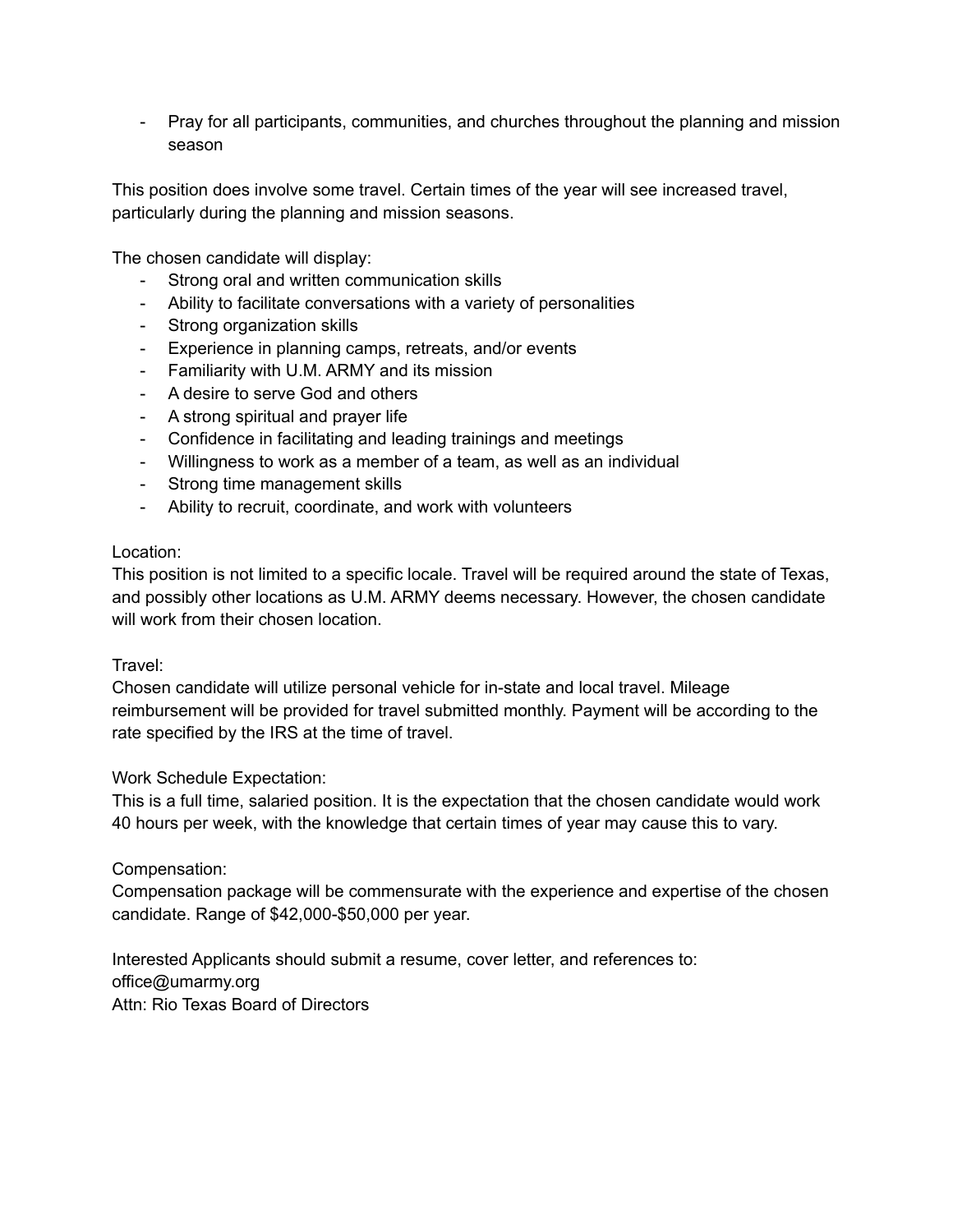- Pray for all participants, communities, and churches throughout the planning and mission season

This position does involve some travel. Certain times of the year will see increased travel, particularly during the planning and mission seasons.

The chosen candidate will display:

- Strong oral and written communication skills
- Ability to facilitate conversations with a variety of personalities
- Strong organization skills
- Experience in planning camps, retreats, and/or events
- Familiarity with U.M. ARMY and its mission
- A desire to serve God and others
- A strong spiritual and prayer life
- Confidence in facilitating and leading trainings and meetings
- Willingness to work as a member of a team, as well as an individual
- Strong time management skills
- Ability to recruit, coordinate, and work with volunteers

Location:
This position is not limited to a specific locale. Travel will be required around the state of Texas, and possibly other locations as U.M. ARMY deems necessary. However, the chosen candidate will work from their chosen location.

Travel:
Chosen candidate will utilize personal vehicle for in-state and local travel. Mileage reimbursement will be provided for travel submitted monthly. Payment will be according to the rate specified by the IRS at the time of travel.

Work Schedule Expectation:
This is a full time, salaried position. It is the expectation that the chosen candidate would work 40 hours per week, with the knowledge that certain times of year may cause this to vary.

Compensation:
Compensation package will be commensurate with the experience and expertise of the chosen candidate. Range of $42,000-$50,000 per year.

Interested Applicants should submit a resume, cover letter, and references to:
office@umarmy.org
Attn: Rio Texas Board of Directors